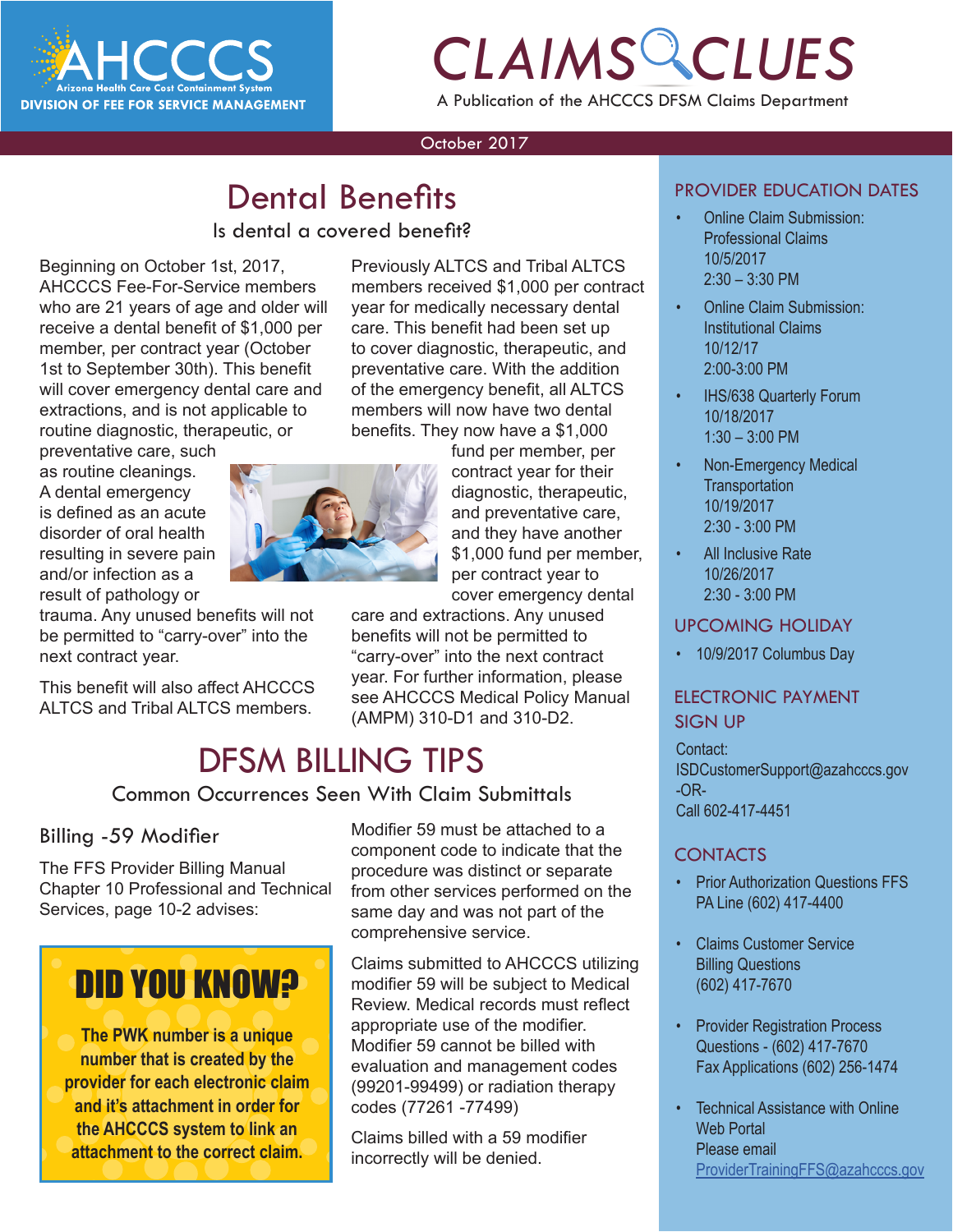AHCCCS
Arizona Health Care Cost Containment System
DIVISION OF FEE FOR SERVICE MANAGEMENT

# CLAIMS CLUES

A Publication of the AHCCCS DFSM Claims Department

October 2017

## Dental Benefits

### Is dental a covered benefit?

Beginning on October 1st, 2017, AHCCCS Fee-For-Service members who are 21 years of age and older will receive a dental benefit of $1,000 per member, per contract year (October 1st to September 30th). This benefit will cover emergency dental care and extractions, and is not applicable to routine diagnostic, therapeutic, or preventative care, such as routine cleanings. A dental emergency is defined as an acute disorder of oral health resulting in severe pain and/or infection as a result of pathology or trauma. Any unused benefits will not be permitted to "carry-over" into the next contract year.

This benefit will also affect AHCCCS ALTCS and Tribal ALTCS members.

Previously ALTCS and Tribal ALTCS members received $1,000 per contract year for medically necessary dental care. This benefit had been set up to cover diagnostic, therapeutic, and preventative care. With the addition of the emergency benefit, all ALTCS members will now have two dental benefits. They now have a $1,000 fund per member, per contract year for their diagnostic, therapeutic, and preventative care, and they have another $1,000 fund per member, per contract year to cover emergency dental care and extractions. Any unused benefits will not be permitted to "carry-over" into the next contract year. For further information, please see AHCCCS Medical Policy Manual (AMPM) 310-D1 and 310-D2.

## DFSM BILLING TIPS

### Common Occurrences Seen With Claim Submittals

### Billing -59 Modifier

The FFS Provider Billing Manual Chapter 10 Professional and Technical Services, page 10-2 advises:

Modifier 59 must be attached to a component code to indicate that the procedure was distinct or separate from other services performed on the same day and was not part of the comprehensive service.

Claims submitted to AHCCCS utilizing modifier 59 will be subject to Medical Review. Medical records must reflect appropriate use of the modifier. Modifier 59 cannot be billed with evaluation and management codes (99201-99499) or radiation therapy codes (77261 -77499)

Claims billed with a 59 modifier incorrectly will be denied.

> **DID YOU KNOW?**
>
> **The PWK number is a unique number that is created by the provider for each electronic claim and it's attachment in order for the AHCCCS system to link an attachment to the correct claim.**

### PROVIDER EDUCATION DATES

- Online Claim Submission: Professional Claims
  10/5/2017
  2:30 – 3:30 PM
- Online Claim Submission: Institutional Claims
  10/12/17
  2:00-3:00 PM
- IHS/638 Quarterly Forum
  10/18/2017
  1:30 – 3:00 PM
- Non-Emergency Medical Transportation
  10/19/2017
  2:30 - 3:00 PM
- All Inclusive Rate
  10/26/2017
  2:30 - 3:00 PM

### UPCOMING HOLIDAY

- 10/9/2017 Columbus Day

### ELECTRONIC PAYMENT SIGN UP

Contact:
ISDCustomerSupport@azahcccs.gov
-OR-
Call 602-417-4451

### CONTACTS

- Prior Authorization Questions FFS PA Line (602) 417-4400
- Claims Customer Service Billing Questions (602) 417-7670
- Provider Registration Process Questions - (602) 417-7670
  Fax Applications (602) 256-1474
- Technical Assistance with Online Web Portal
  Please email ProviderTrainingFFS@azahcccs.gov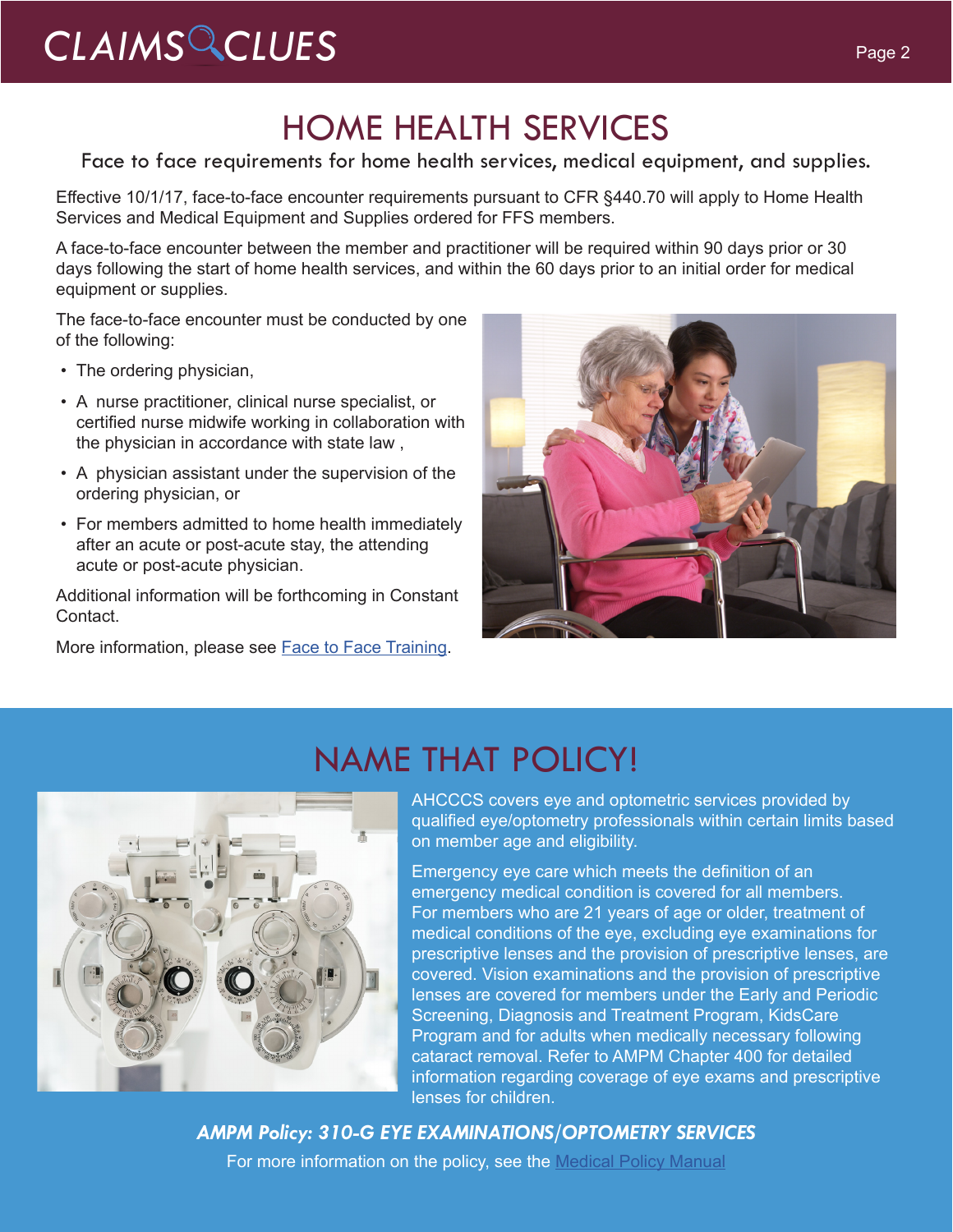# HOME HEALTH SERVICES

Face to face requirements for home health services, medical equipment, and supplies.

Effective 10/1/17, face-to-face encounter requirements pursuant to CFR §440.70 will apply to Home Health Services and Medical Equipment and Supplies ordered for FFS members.

A face-to-face encounter between the member and practitioner will be required within 90 days prior or 30 days following the start of home health services, and within the 60 days prior to an initial order for medical equipment or supplies.

The face-to-face encounter must be conducted by one of the following:

- The ordering physician,
- A nurse practitioner, clinical nurse specialist, or certified nurse midwife working in collaboration with the physician in accordance with state law ,
- A physician assistant under the supervision of the ordering physician, or
- For members admitted to home health immediately after an acute or post-acute stay, the attending acute or post-acute physician.

Additional information will be forthcoming in Constant Contact.

More information, please see [Face to Face Training](Face to Face Training).

# NAME THAT POLICY!

AHCCCS covers eye and optometric services provided by qualified eye/optometry professionals within certain limits based on member age and eligibility.

Emergency eye care which meets the definition of an emergency medical condition is covered for all members. For members who are 21 years of age or older, treatment of medical conditions of the eye, excluding eye examinations for prescriptive lenses and the provision of prescriptive lenses, are covered. Vision examinations and the provision of prescriptive lenses are covered for members under the Early and Periodic Screening, Diagnosis and Treatment Program, KidsCare Program and for adults when medically necessary following cataract removal. Refer to AMPM Chapter 400 for detailed information regarding coverage of eye exams and prescriptive lenses for children.

***AMPM Policy: 310-G EYE EXAMINATIONS/OPTOMETRY SERVICES***

For more information on the policy, see the [Medical Policy Manual](Medical Policy Manual)